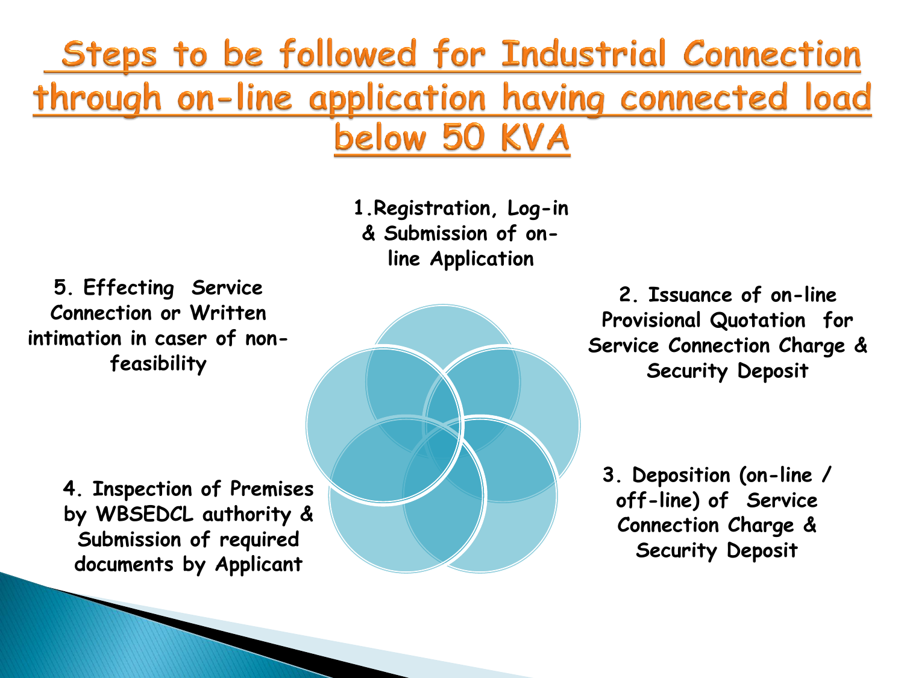# Steps to be followed for Industrial Connection through on-line application having connected load below 50 KVA

1. Registration, Log-in & Submission of on-line Application

2. Issuance of on-line Provisional Quotation for Service Connection Charge & Security Deposit

3. Deposition (on-line / off-line) of Service Connection Charge & Security Deposit

4. Inspection of Premises by WBSEDCL authority & Submission of required documents by Applicant

5. Effecting Service Connection or Written intimation in caser of non-feasibility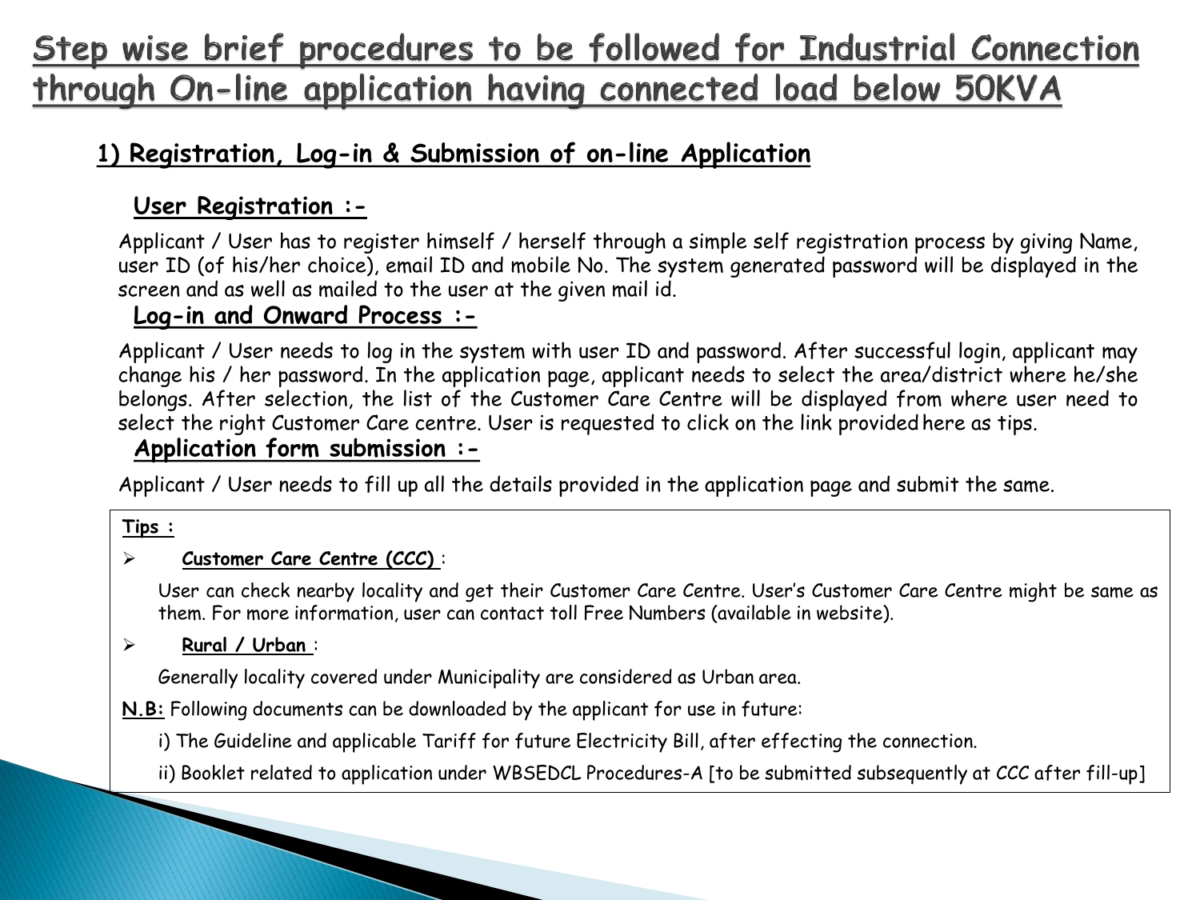# Step wise brief procedures to be followed for Industrial Connection through On-line application having connected load below 50KVA

## 1) Registration, Log-in & Submission of on-line Application

### User Registration :-

Applicant / User has to register himself / herself through a simple self registration process by giving Name, user ID (of his/her choice), email ID and mobile No. The system generated password will be displayed in the screen and as well as mailed to the user at the given mail id.

### Log-in and Onward Process :-

Applicant / User needs to log in the system with user ID and password. After successful login, applicant may change his / her password. In the application page, applicant needs to select the area/district where he/she belongs. After selection, the list of the Customer Care Centre will be displayed from where user need to select the right Customer Care centre. User is requested to click on the link provided here as tips.

### Application form submission :-

Applicant / User needs to fill up all the details provided in the application page and submit the same.

**Tips :**

- **Customer Care Centre (CCC)** :

  User can check nearby locality and get their Customer Care Centre. User's Customer Care Centre might be same as them. For more information, user can contact toll Free Numbers (available in website).

- **Rural / Urban** :

  Generally locality covered under Municipality are considered as Urban area.

**N.B:** Following documents can be downloaded by the applicant for use in future:

i) The Guideline and applicable Tariff for future Electricity Bill, after effecting the connection.

ii) Booklet related to application under WBSEDCL Procedures-A [to be submitted subsequently at CCC after fill-up]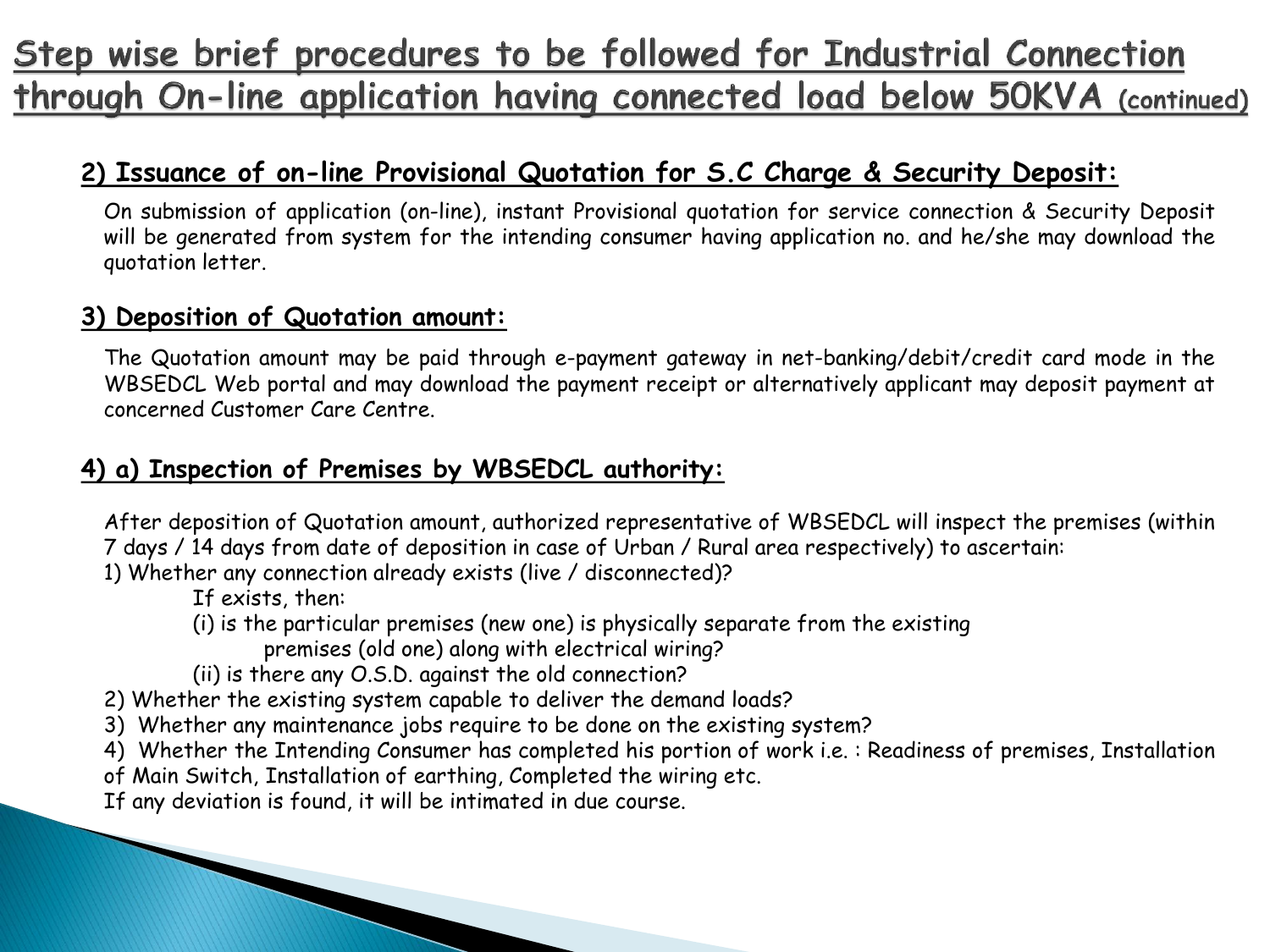# Step wise brief procedures to be followed for Industrial Connection through On-line application having connected load below 50KVA (continued)

## 2) Issuance of on-line Provisional Quotation for S.C Charge & Security Deposit:

On submission of application (on-line), instant Provisional quotation for service connection & Security Deposit will be generated from system for the intending consumer having application no. and he/she may download the quotation letter.

## 3) Deposition of Quotation amount:

The Quotation amount may be paid through e-payment gateway in net-banking/debit/credit card mode in the WBSEDCL Web portal and may download the payment receipt or alternatively applicant may deposit payment at concerned Customer Care Centre.

## 4) a) Inspection of Premises by WBSEDCL authority:

After deposition of Quotation amount, authorized representative of WBSEDCL will inspect the premises (within 7 days / 14 days from date of deposition in case of Urban / Rural area respectively) to ascertain:

1) Whether any connection already exists (live / disconnected)?
   If exists, then:
   (i) is the particular premises (new one) is physically separate from the existing premises (old one) along with electrical wiring?
   (ii) is there any O.S.D. against the old connection?
2) Whether the existing system capable to deliver the demand loads?
3) Whether any maintenance jobs require to be done on the existing system?
4) Whether the Intending Consumer has completed his portion of work i.e. : Readiness of premises, Installation of Main Switch, Installation of earthing, Completed the wiring etc.

If any deviation is found, it will be intimated in due course.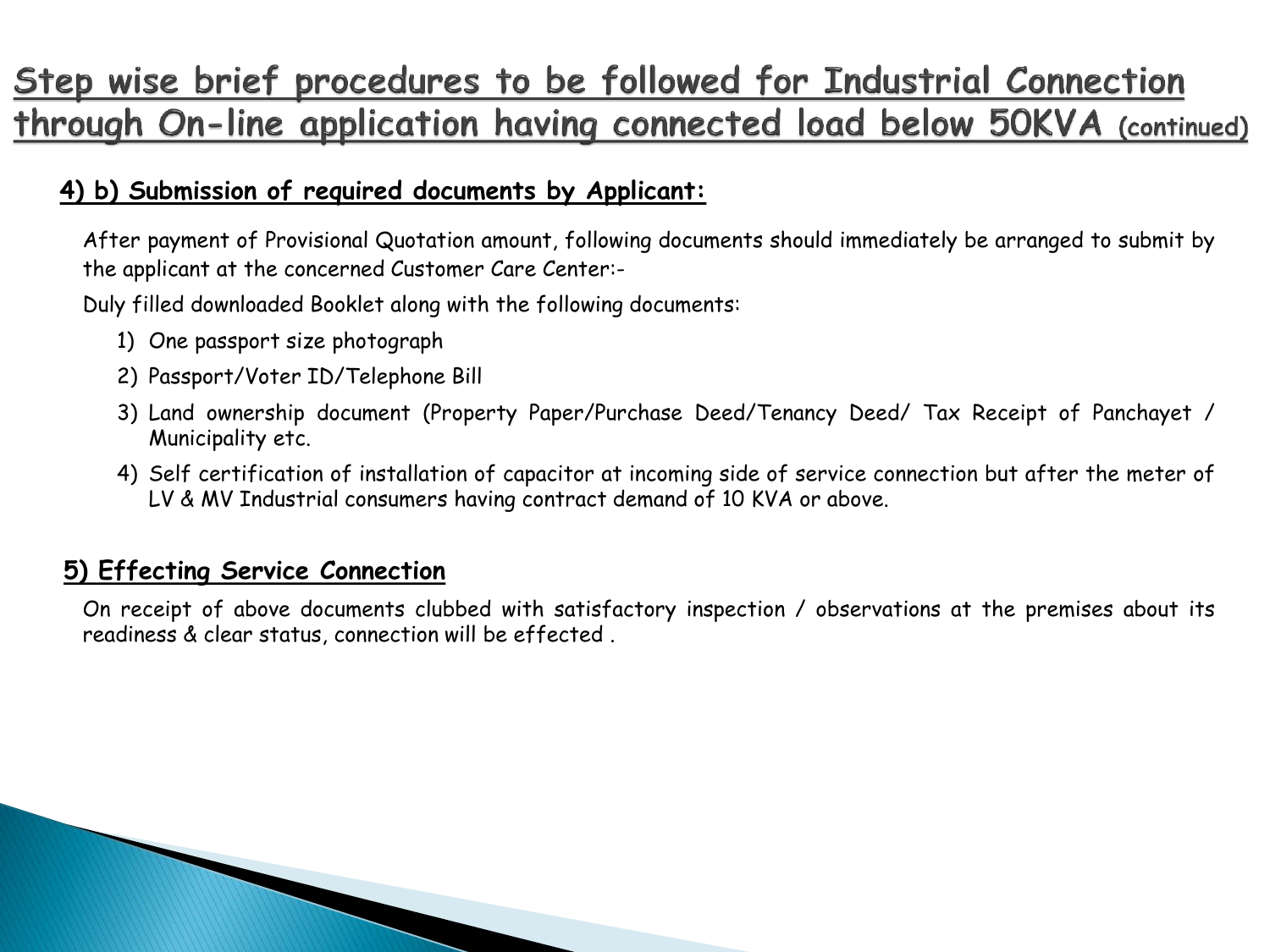# Step wise brief procedures to be followed for Industrial Connection through On-line application having connected load below 50KVA (continued)

## 4) b) Submission of required documents by Applicant:

After payment of Provisional Quotation amount, following documents should immediately be arranged to submit by the applicant at the concerned Customer Care Center:-

Duly filled downloaded Booklet along with the following documents:

1) One passport size photograph
2) Passport/Voter ID/Telephone Bill
3) Land ownership document (Property Paper/Purchase Deed/Tenancy Deed/ Tax Receipt of Panchayet / Municipality etc.
4) Self certification of installation of capacitor at incoming side of service connection but after the meter of LV & MV Industrial consumers having contract demand of 10 KVA or above.

## 5) Effecting Service Connection

On receipt of above documents clubbed with satisfactory inspection / observations at the premises about its readiness & clear status, connection will be effected .